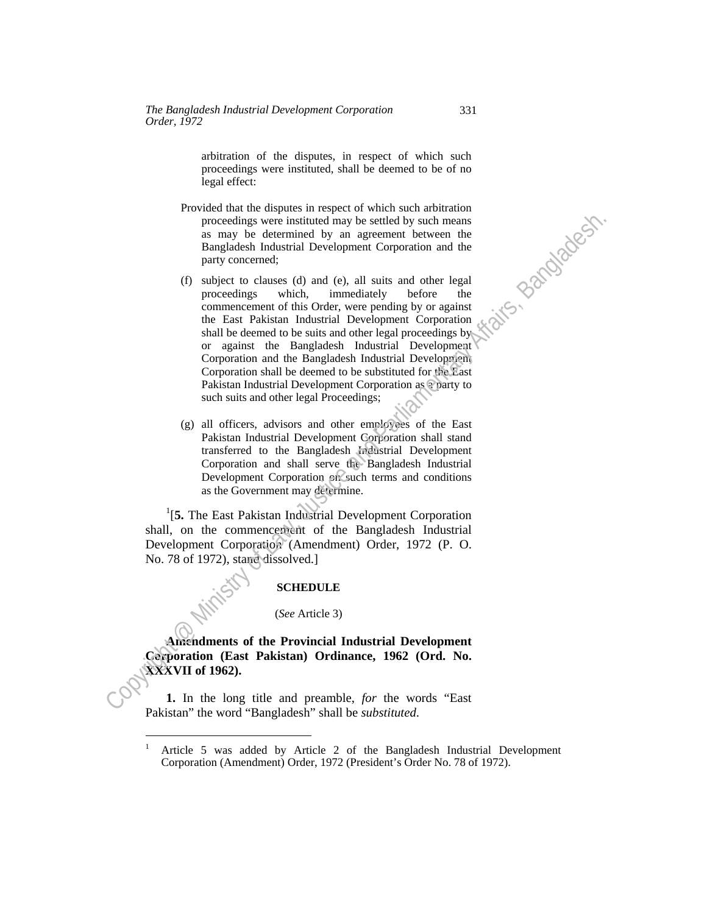arbitration of the disputes, in respect of which such proceedings were instituted, shall be deemed to be of no legal effect:

Provided that the disputes in respect of which such arbitration proceedings were instituted may be settled by such means as may be determined by an agreement between the Bangladesh Industrial Development Corporation and the party concerned;

(f) subject to clauses (d) and (e), all suits and other legal proceedings which, immediately before the commencement of this Order, were pending by or against the East Pakistan Industrial Development Corporation shall be deemed to be suits and other legal proceedings by or against the Bangladesh Industrial Development Corporation and the Bangladesh Industrial Development Corporation shall be deemed to be substituted for the East Pakistan Industrial Development Corporation as a party to such suits and other legal Proceedings;

(g) all officers, advisors and other employees of the East Pakistan Industrial Development Corporation shall stand transferred to the Bangladesh Industrial Development Corporation and shall serve the Bangladesh Industrial Development Corporation on such terms and conditions as the Government may determine.

[1][**5.** The East Pakistan Industrial Development Corporation shall, on the commencement of the Bangladesh Industrial Development Corporation (Amendment) Order, 1972 (P. O. No. 78 of 1972), stand dissolved.]

**SCHEDULE**

(*See* Article 3)

**Amendments of the Provincial Industrial Development Corporation (East Pakistan) Ordinance, 1962 (Ord. No. XXXVII of 1962).**

**1.** In the long title and preamble, *for* the words "East Pakistan" the word "Bangladesh" shall be *substituted*.

---

[1] Article 5 was added by Article 2 of the Bangladesh Industrial Development Corporation (Amendment) Order, 1972 (President's Order No. 78 of 1972).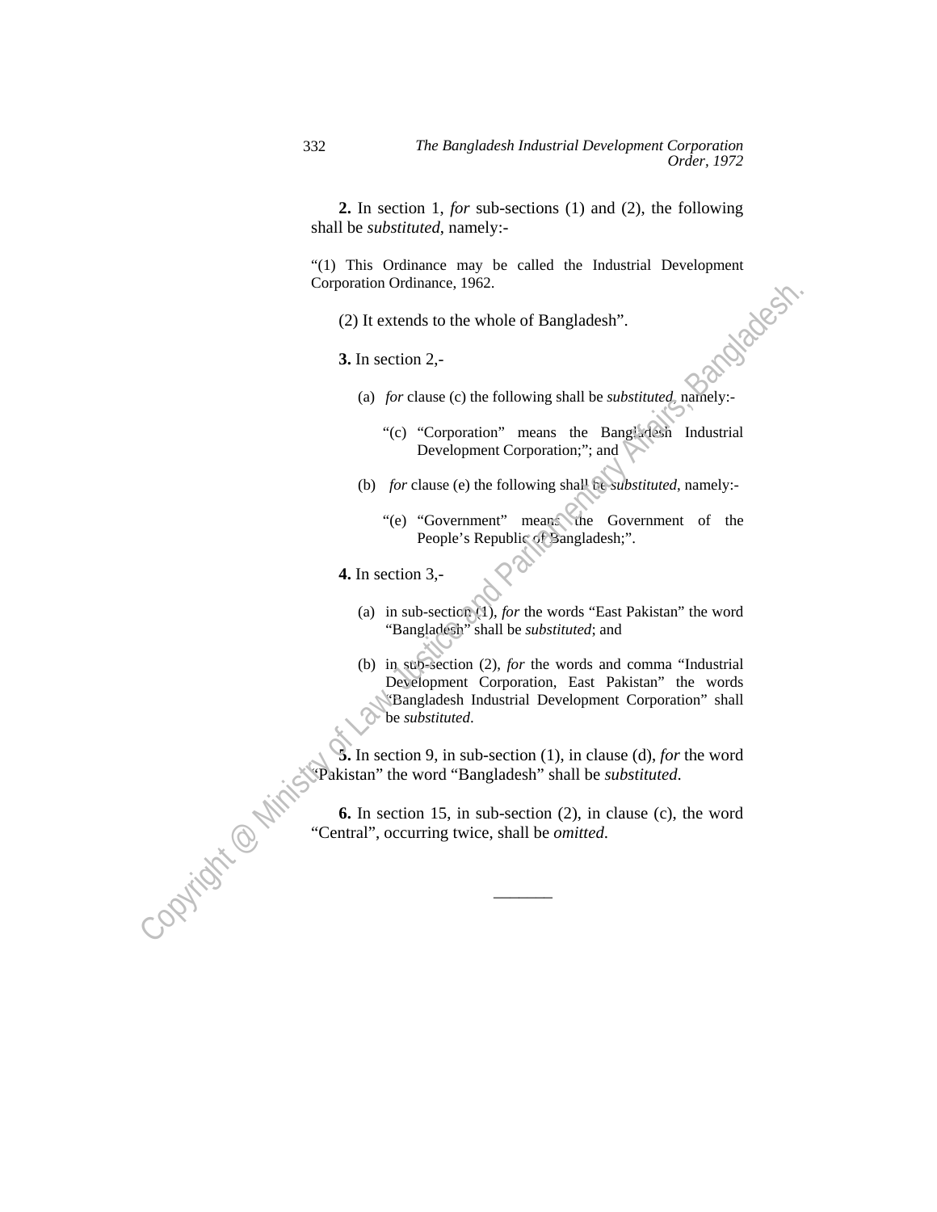**2.** In section 1, *for* sub-sections (1) and (2), the following shall be *substituted*, namely:-

"(1) This Ordinance may be called the Industrial Development Corporation Ordinance, 1962.

(2) It extends to the whole of Bangladesh".

**3.** In section 2,-

(a) *for* clause (c) the following shall be *substituted*, namely:-

"(c) "Corporation" means the Bangladesh Industrial Development Corporation;"; and

(b) *for* clause (e) the following shall be *substituted*, namely:-

"(e) "Government" means the Government of the People's Republic of Bangladesh;".

**4.** In section 3,-

(a) in sub-section (1), *for* the words "East Pakistan" the word "Bangladesh" shall be *substituted*; and

(b) in sub-section (2), *for* the words and comma "Industrial Development Corporation, East Pakistan" the words "Bangladesh Industrial Development Corporation" shall be *substituted*.

**5.** In section 9, in sub-section (1), in clause (d), *for* the word "Pakistan" the word "Bangladesh" shall be *substituted*.

**6.** In section 15, in sub-section (2), in clause (c), the word "Central", occurring twice, shall be *omitted*.

———